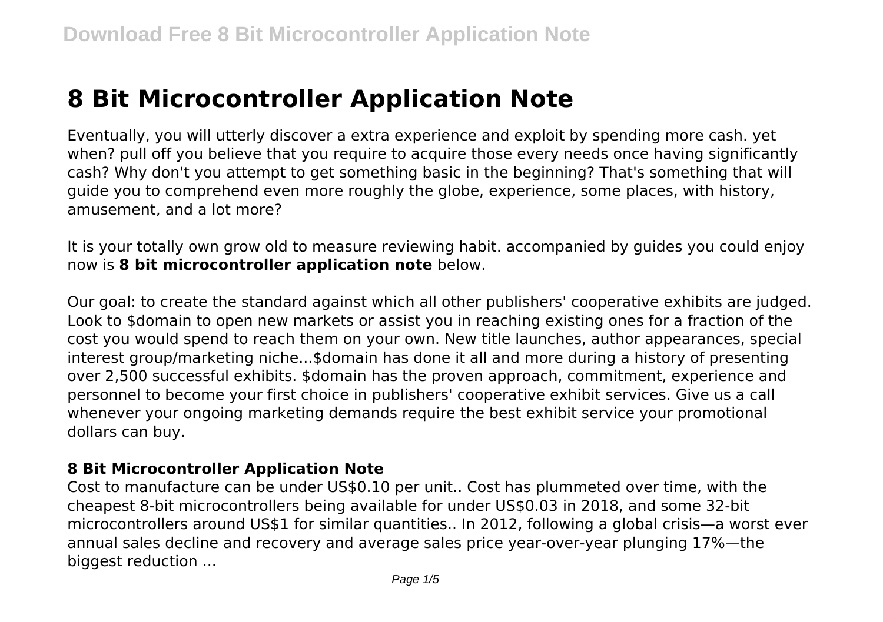# 8 Bit Microcontroller Application Note

Eventually, you will utterly discover a extra experience and exploit by spending more cash. yet when? pull off you believe that you require to acquire those every needs once having significantly cash? Why don't you attempt to get something basic in the beginning? That's something that will guide you to comprehend even more roughly the globe, experience, some places, with history, amusement, and a lot more?

It is your totally own grow old to measure reviewing habit. accompanied by guides you could enjoy now is **8 bit microcontroller application note** below.

Our goal: to create the standard against which all other publishers' cooperative exhibits are judged. Look to $domain to open new markets or assist you in reaching existing ones for a fraction of the cost you would spend to reach them on your own. New title launches, author appearances, special interest group/marketing niche...$domain has done it all and more during a history of presenting over 2,500 successful exhibits. $domain has the proven approach, commitment, experience and personnel to become your first choice in publishers' cooperative exhibit services. Give us a call whenever your ongoing marketing demands require the best exhibit service your promotional dollars can buy.

### 8 Bit Microcontroller Application Note

Cost to manufacture can be under US$0.10 per unit.. Cost has plummeted over time, with the cheapest 8-bit microcontrollers being available for under US$0.03 in 2018, and some 32-bit microcontrollers around US$1 for similar quantities.. In 2012, following a global crisis—a worst ever annual sales decline and recovery and average sales price year-over-year plunging 17%—the biggest reduction ...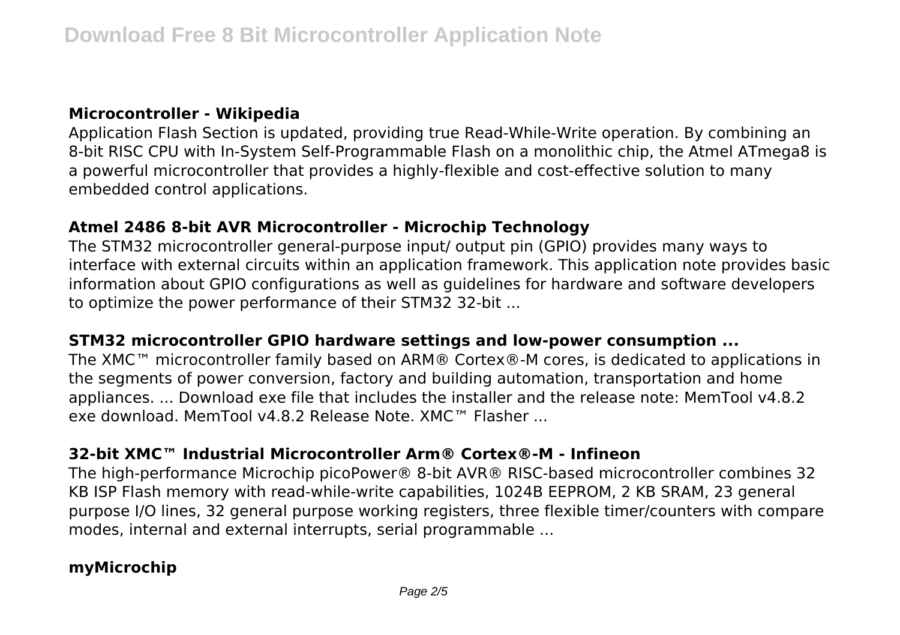### Microcontroller - Wikipedia

Application Flash Section is updated, providing true Read-While-Write operation. By combining an 8-bit RISC CPU with In-System Self-Programmable Flash on a monolithic chip, the Atmel ATmega8 is a powerful microcontroller that provides a highly-flexible and cost-effective solution to many embedded control applications.

### Atmel 2486 8-bit AVR Microcontroller - Microchip Technology

The STM32 microcontroller general-purpose input/ output pin (GPIO) provides many ways to interface with external circuits within an application framework. This application note provides basic information about GPIO configurations as well as guidelines for hardware and software developers to optimize the power performance of their STM32 32-bit ...

### STM32 microcontroller GPIO hardware settings and low-power consumption ...

The XMC™ microcontroller family based on ARM® Cortex®-M cores, is dedicated to applications in the segments of power conversion, factory and building automation, transportation and home appliances. ... Download exe file that includes the installer and the release note: MemTool v4.8.2 exe download. MemTool v4.8.2 Release Note. XMC™ Flasher ...

### 32-bit XMC™ Industrial Microcontroller Arm® Cortex®-M - Infineon

The high-performance Microchip picoPower® 8-bit AVR® RISC-based microcontroller combines 32 KB ISP Flash memory with read-while-write capabilities, 1024B EEPROM, 2 KB SRAM, 23 general purpose I/O lines, 32 general purpose working registers, three flexible timer/counters with compare modes, internal and external interrupts, serial programmable ...

### myMicrochip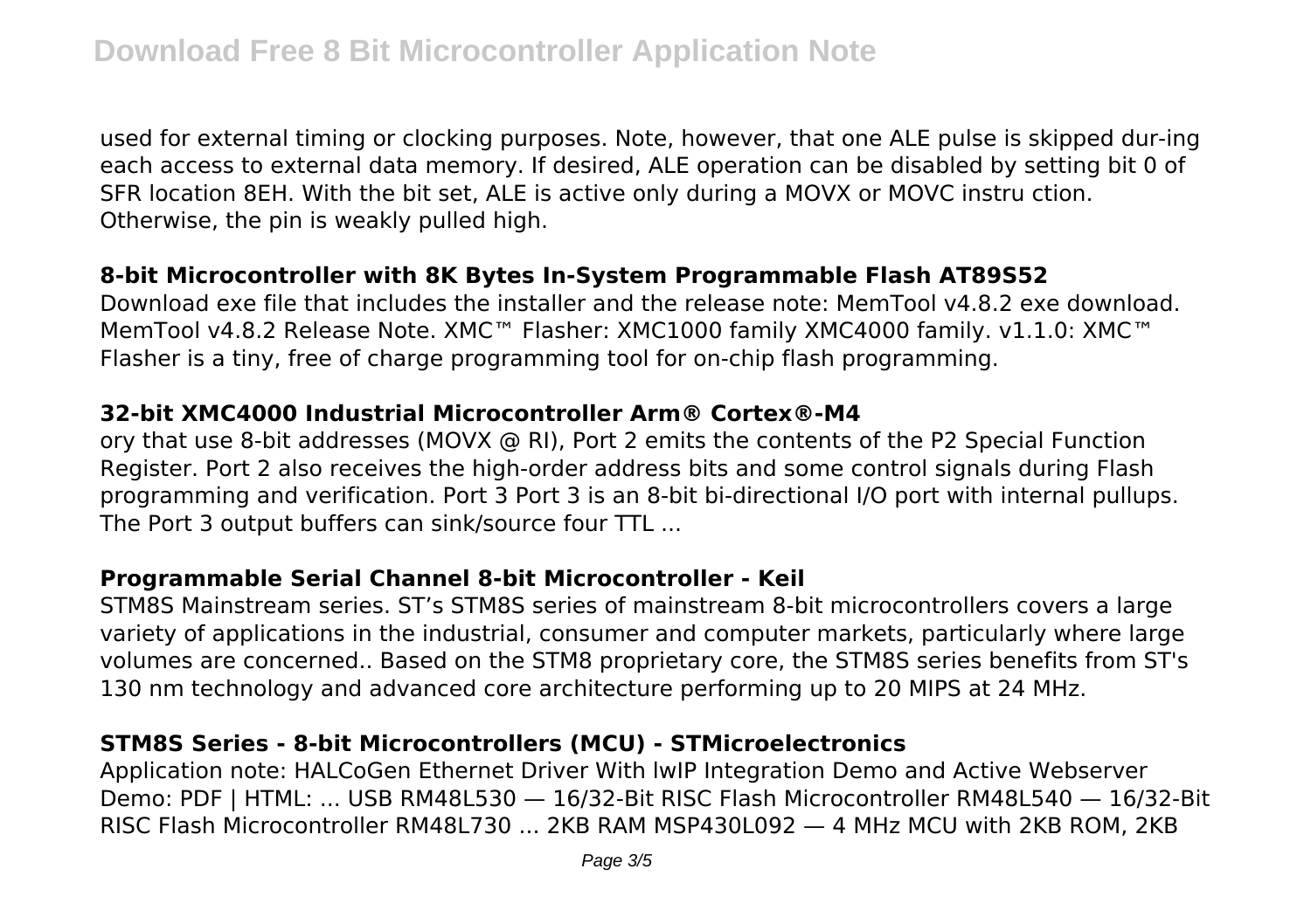used for external timing or clocking purposes. Note, however, that one ALE pulse is skipped dur-ing each access to external data memory. If desired, ALE operation can be disabled by setting bit 0 of SFR location 8EH. With the bit set, ALE is active only during a MOVX or MOVC instru ction. Otherwise, the pin is weakly pulled high.

## 8-bit Microcontroller with 8K Bytes In-System Programmable Flash AT89S52

Download exe file that includes the installer and the release note: MemTool v4.8.2 exe download. MemTool v4.8.2 Release Note. XMC™ Flasher: XMC1000 family XMC4000 family. v1.1.0: XMC™ Flasher is a tiny, free of charge programming tool for on-chip flash programming.

## 32-bit XMC4000 Industrial Microcontroller Arm® Cortex®-M4

ory that use 8-bit addresses (MOVX @ RI), Port 2 emits the contents of the P2 Special Function Register. Port 2 also receives the high-order address bits and some control signals during Flash programming and verification. Port 3 Port 3 is an 8-bit bi-directional I/O port with internal pullups. The Port 3 output buffers can sink/source four TTL ...

## Programmable Serial Channel 8-bit Microcontroller - Keil

STM8S Mainstream series. ST's STM8S series of mainstream 8-bit microcontrollers covers a large variety of applications in the industrial, consumer and computer markets, particularly where large volumes are concerned.. Based on the STM8 proprietary core, the STM8S series benefits from ST's 130 nm technology and advanced core architecture performing up to 20 MIPS at 24 MHz.

## STM8S Series - 8-bit Microcontrollers (MCU) - STMicroelectronics

Application note: HALCoGen Ethernet Driver With lwIP Integration Demo and Active Webserver Demo: PDF | HTML: ... USB RM48L530 — 16/32-Bit RISC Flash Microcontroller RM48L540 — 16/32-Bit RISC Flash Microcontroller RM48L730 ... 2KB RAM MSP430L092 — 4 MHz MCU with 2KB ROM, 2KB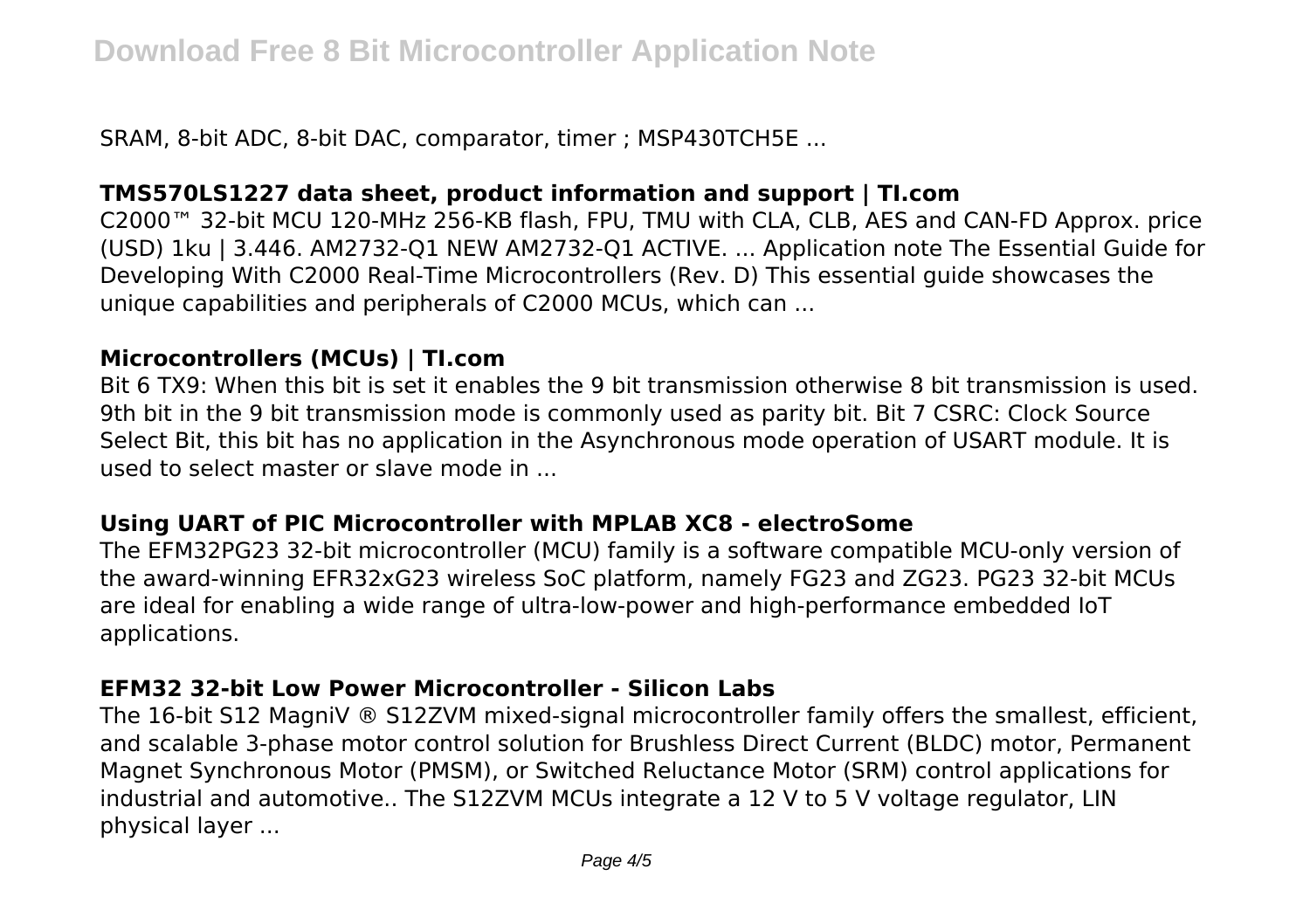SRAM, 8-bit ADC, 8-bit DAC, comparator, timer ; MSP430TCH5E ...

### TMS570LS1227 data sheet, product information and support | TI.com

C2000™ 32-bit MCU 120-MHz 256-KB flash, FPU, TMU with CLA, CLB, AES and CAN-FD Approx. price (USD) 1ku | 3.446. AM2732-Q1 NEW AM2732-Q1 ACTIVE. ... Application note The Essential Guide for Developing With C2000 Real-Time Microcontrollers (Rev. D) This essential guide showcases the unique capabilities and peripherals of C2000 MCUs, which can ...

### Microcontrollers (MCUs) | TI.com

Bit 6 TX9: When this bit is set it enables the 9 bit transmission otherwise 8 bit transmission is used. 9th bit in the 9 bit transmission mode is commonly used as parity bit. Bit 7 CSRC: Clock Source Select Bit, this bit has no application in the Asynchronous mode operation of USART module. It is used to select master or slave mode in ...

### Using UART of PIC Microcontroller with MPLAB XC8 - electroSome

The EFM32PG23 32-bit microcontroller (MCU) family is a software compatible MCU-only version of the award-winning EFR32xG23 wireless SoC platform, namely FG23 and ZG23. PG23 32-bit MCUs are ideal for enabling a wide range of ultra-low-power and high-performance embedded IoT applications.

### EFM32 32-bit Low Power Microcontroller - Silicon Labs

The 16-bit S12 MagniV ® S12ZVM mixed-signal microcontroller family offers the smallest, efficient, and scalable 3-phase motor control solution for Brushless Direct Current (BLDC) motor, Permanent Magnet Synchronous Motor (PMSM), or Switched Reluctance Motor (SRM) control applications for industrial and automotive.. The S12ZVM MCUs integrate a 12 V to 5 V voltage regulator, LIN physical layer ...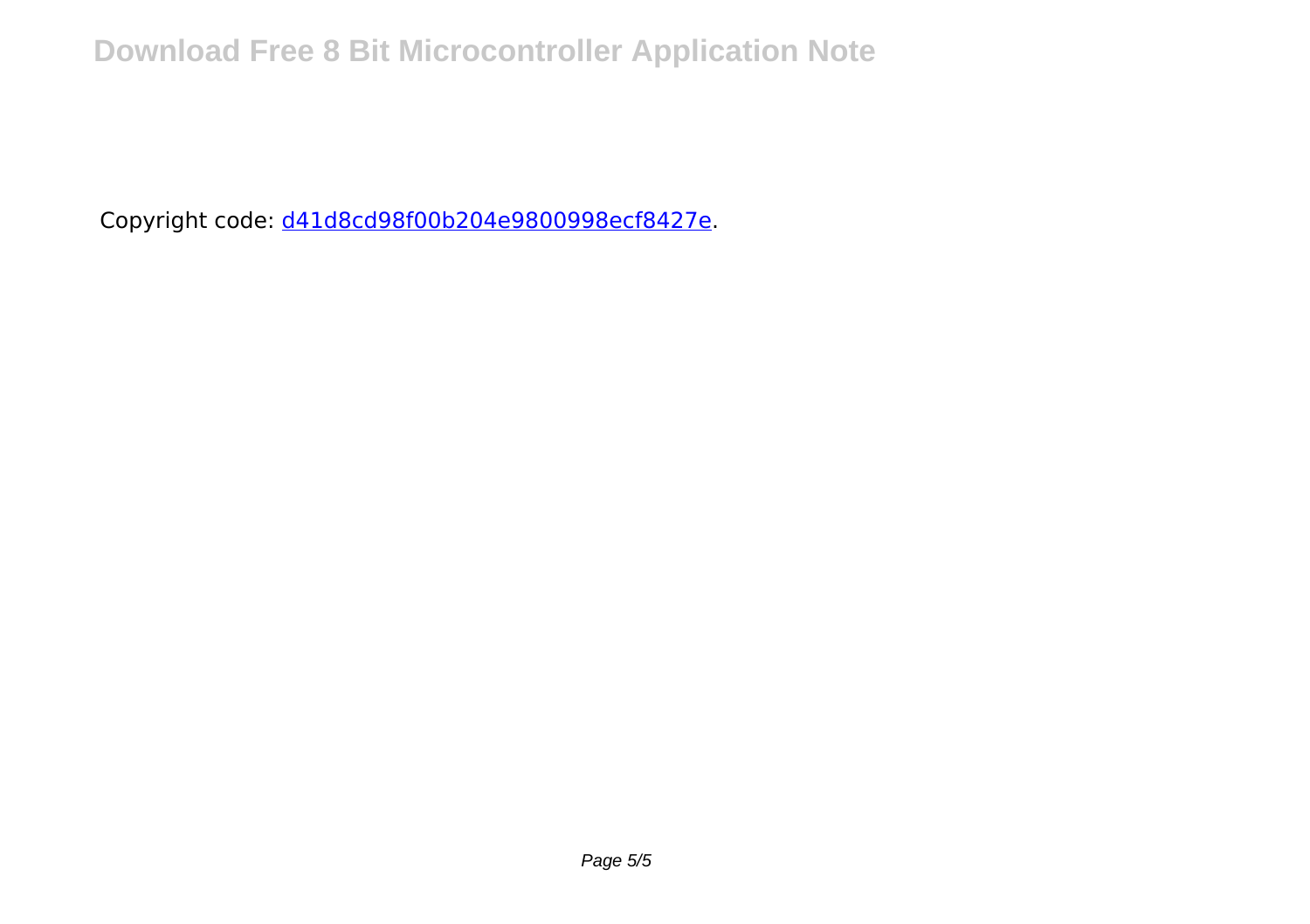Copyright code: d41d8cd98f00b204e9800998ecf8427e.